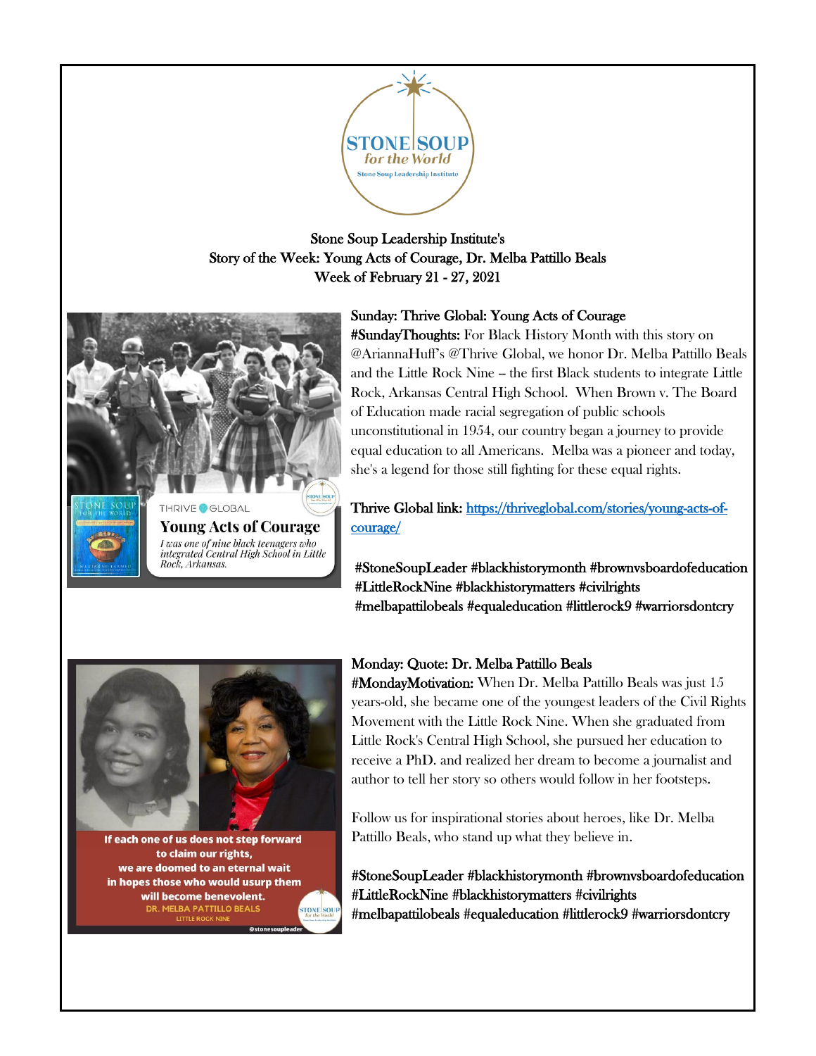Stone Soup Leadership Institute's
Story of the Week: Young Acts of Courage, Dr. Melba Pattillo Beals
Week of February 21 - 27, 2021

## Sunday: Thrive Global: Young Acts of Courage

**#SundayThoughts:** For Black History Month with this story on @AriannaHuff's @Thrive Global, we honor Dr. Melba Pattillo Beals and the Little Rock Nine – the first Black students to integrate Little Rock, Arkansas Central High School. When Brown v. The Board of Education made racial segregation of public schools unconstitutional in 1954, our country began a journey to provide equal education to all Americans. Melba was a pioneer and today, she's a legend for those still fighting for these equal rights.

Thrive Global link: [https://thriveglobal.com/stories/young-acts-of-courage/](https://thriveglobal.com/stories/young-acts-of-courage/)

#StoneSoupLeader #blackhistorymonth #brownvsboardofeducation #LittleRockNine #blackhistorymatters #civilrights #melbapattilobeals #equaleducation #littlerock9 #warriorsdontcry

## Monday: Quote: Dr. Melba Pattillo Beals

**#MondayMotivation:** When Dr. Melba Pattillo Beals was just 15 years-old, she became one of the youngest leaders of the Civil Rights Movement with the Little Rock Nine. When she graduated from Little Rock's Central High School, she pursued her education to receive a PhD. and realized her dream to become a journalist and author to tell her story so others would follow in her footsteps.

Follow us for inspirational stories about heroes, like Dr. Melba Pattillo Beals, who stand up what they believe in.

#StoneSoupLeader #blackhistorymonth #brownvsboardofeducation #LittleRockNine #blackhistorymatters #civilrights #melbapattilobeals #equaleducation #littlerock9 #warriorsdontcry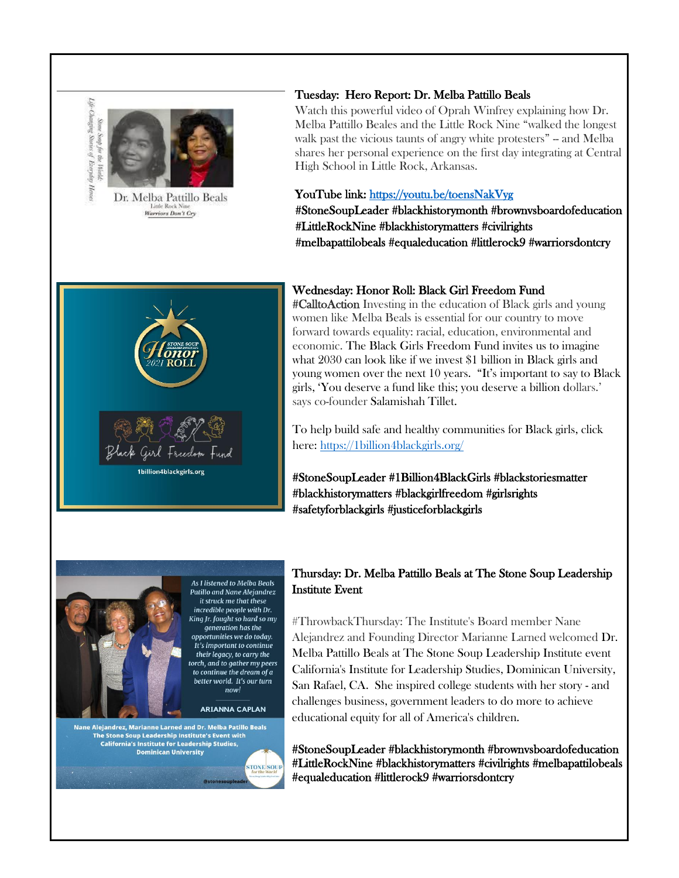## Tuesday: Hero Report: Dr. Melba Pattillo Beals

Watch this powerful video of Oprah Winfrey explaining how Dr. Melba Pattillo Beales and the Little Rock Nine "walked the longest walk past the vicious taunts of angry white protesters" -- and Melba shares her personal experience on the first day integrating at Central High School in Little Rock, Arkansas.

YouTube link: https://youtu.be/toensNakVyg

#StoneSoupLeader #blackhistorymonth #brownvsboardofeducation #LittleRockNine #blackhistorymatters #civilrights #melbapattilobeals #equaleducation #littlerock9 #warriorsdontcry

## Wednesday: Honor Roll: Black Girl Freedom Fund

#CalltoAction Investing in the education of Black girls and young women like Melba Beals is essential for our country to move forward towards equality: racial, education, environmental and economic. The Black Girls Freedom Fund invites us to imagine what 2030 can look like if we invest $1 billion in Black girls and young women over the next 10 years. "It's important to say to Black girls, 'You deserve a fund like this; you deserve a billion dollars.' says co-founder Salamishah Tillet.

To help build safe and healthy communities for Black girls, click here: https://1billion4blackgirls.org/

#StoneSoupLeader #1Billion4BlackGirls #blackstoriesmatter #blackhistorymatters #blackgirlfreedom #girlsrights #safetyforblackgirls #justiceforblackgirls

## Thursday: Dr. Melba Pattillo Beals at The Stone Soup Leadership Institute Event

#ThrowbackThursday: The Institute's Board member Nane Alejandrez and Founding Director Marianne Larned welcomed Dr. Melba Pattillo Beals at The Stone Soup Leadership Institute event California's Institute for Leadership Studies, Dominican University, San Rafael, CA. She inspired college students with her story - and challenges business, government leaders to do more to achieve educational equity for all of America's children.

#StoneSoupLeader #blackhistorymonth #brownvsboardofeducation #LittleRockNine #blackhistorymatters #civilrights #melbapattilobeals #equaleducation #littlerock9 #warriorsdontcry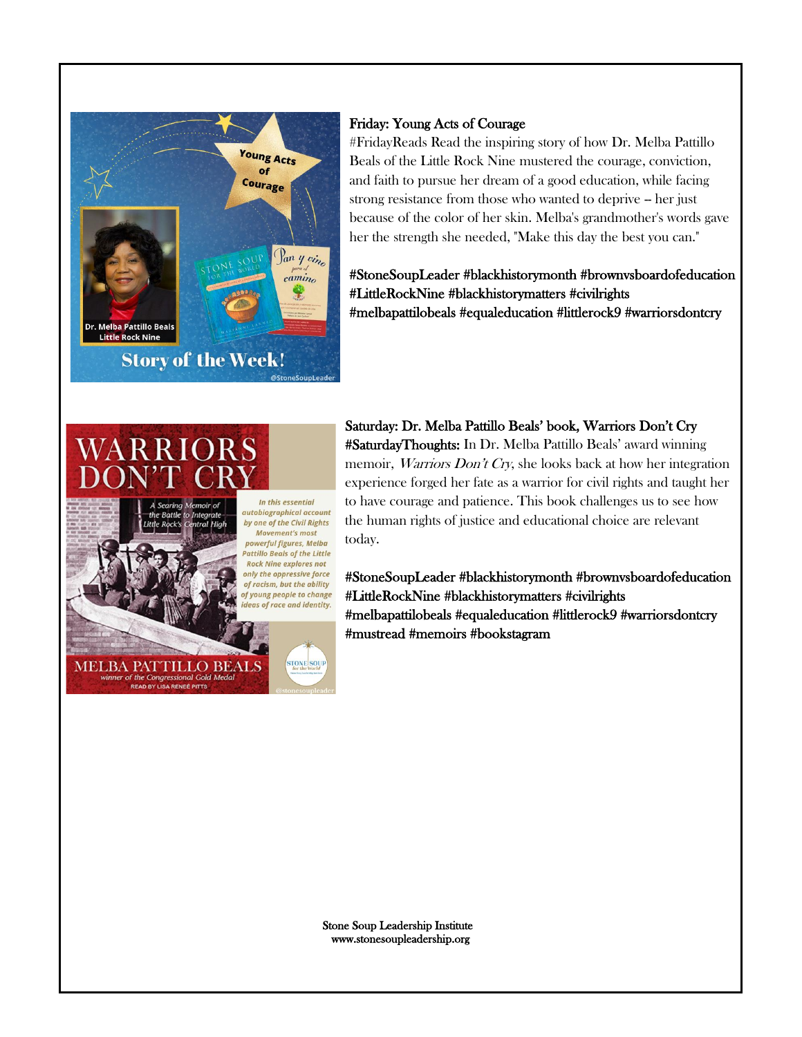**Friday: Young Acts of Courage**

#FridayReads Read the inspiring story of how Dr. Melba Pattillo Beals of the Little Rock Nine mustered the courage, conviction, and faith to pursue her dream of a good education, while facing strong resistance from those who wanted to deprive – her just because of the color of her skin. Melba's grandmother's words gave her the strength she needed, "Make this day the best you can."

#StoneSoupLeader #blackhistorymonth #brownvsboardofeducation #LittleRockNine #blackhistorymatters #civilrights #melbapattilobeals #equaleducation #littlerock9 #warriorsdontcry

**Saturday: Dr. Melba Pattillo Beals' book, Warriors Don't Cry**

**#SaturdayThoughts:** In Dr. Melba Pattillo Beals' award winning memoir, *Warriors Don't Cry*, she looks back at how her integration experience forged her fate as a warrior for civil rights and taught her to have courage and patience. This book challenges us to see how the human rights of justice and educational choice are relevant today.

#StoneSoupLeader #blackhistorymonth #brownvsboardofeducation #LittleRockNine #blackhistorymatters #civilrights #melbapattilobeals #equaleducation #littlerock9 #warriorsdontcry #mustread #memoirs #bookstagram

Stone Soup Leadership Institute
www.stonesoupleadership.org